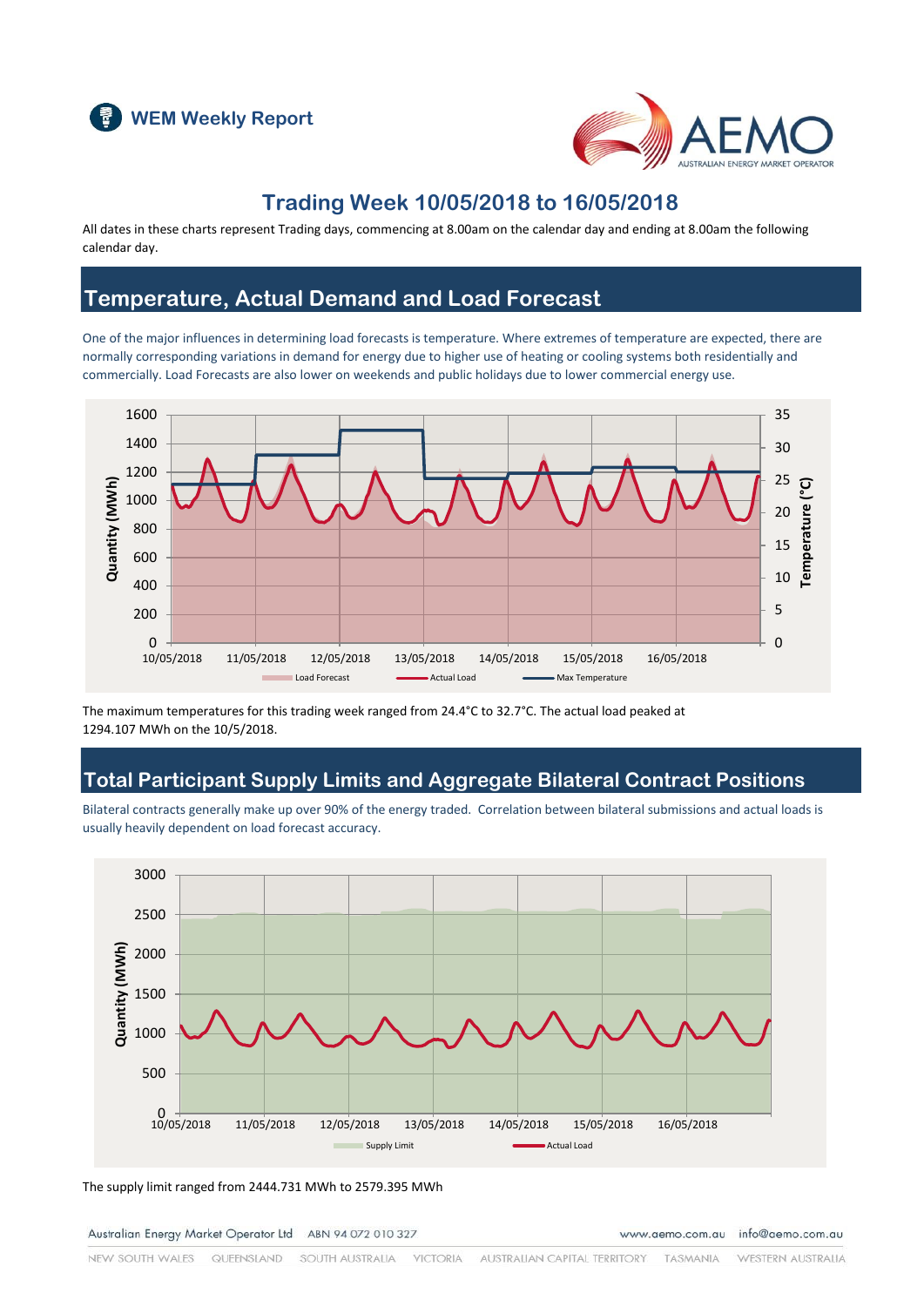WEM Weekly Report

# Trading Week 10/05/2018 to 16/05/2018

All dates in these charts represent Trading days, commencing at 8.00am on the calendar day and ending at 8.00am the following calendar day.

## Temperature, Actual Demand and Load Forecast

One of the major influences in determining load forecasts is temperature. Where extremes of temperature are expected, there are normally corresponding variations in demand for energy due to higher use of heating or cooling systems both residentially and commercially. Load Forecasts are also lower on weekends and public holidays due to lower commercial energy use.

The maximum temperatures for this trading week ranged from 24.4°C to 32.7°C. The actual load peaked at 1294.107 MWh on the 10/5/2018.

## Total Participant Supply Limits and Aggregate Bilateral Contract Positions

Bilateral contracts generally make up over 90% of the energy traded. Correlation between bilateral submissions and actual loads is usually heavily dependent on load forecast accuracy.

The supply limit ranged from 2444.731 MWh to 2579.395 MWh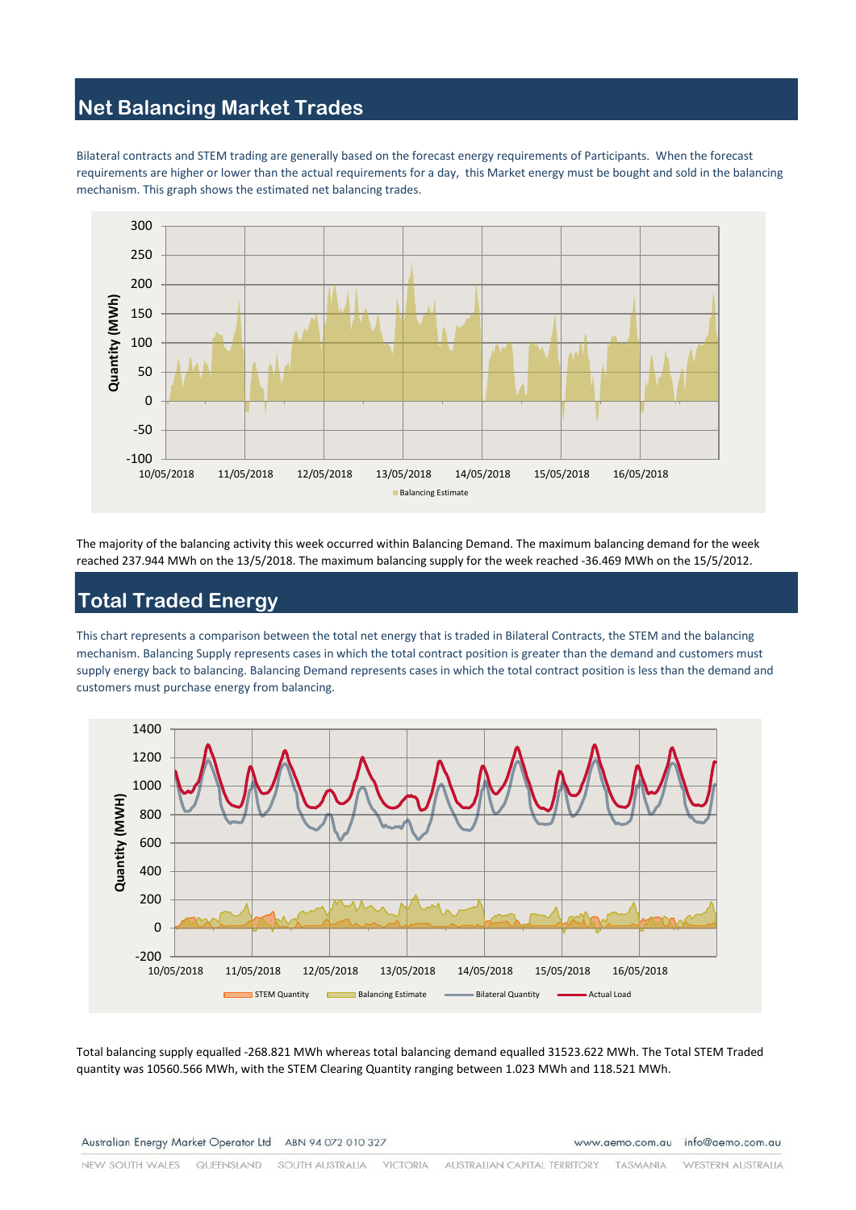## Net Balancing Market Trades

Bilateral contracts and STEM trading are generally based on the forecast energy requirements of Participants. When the forecast requirements are higher or lower than the actual requirements for a day, this Market energy must be bought and sold in the balancing mechanism. This graph shows the estimated net balancing trades.

The majority of the balancing activity this week occurred within Balancing Demand. The maximum balancing demand for the week reached 237.944 MWh on the 13/5/2018. The maximum balancing supply for the week reached -36.469 MWh on the 15/5/2012.

## Total Traded Energy

This chart represents a comparison between the total net energy that is traded in Bilateral Contracts, the STEM and the balancing mechanism. Balancing Supply represents cases in which the total contract position is greater than the demand and customers must supply energy back to balancing. Balancing Demand represents cases in which the total contract position is less than the demand and customers must purchase energy from balancing.

Total balancing supply equalled -268.821 MWh whereas total balancing demand equalled 31523.622 MWh. The Total STEM Traded quantity was 10560.566 MWh, with the STEM Clearing Quantity ranging between 1.023 MWh and 118.521 MWh.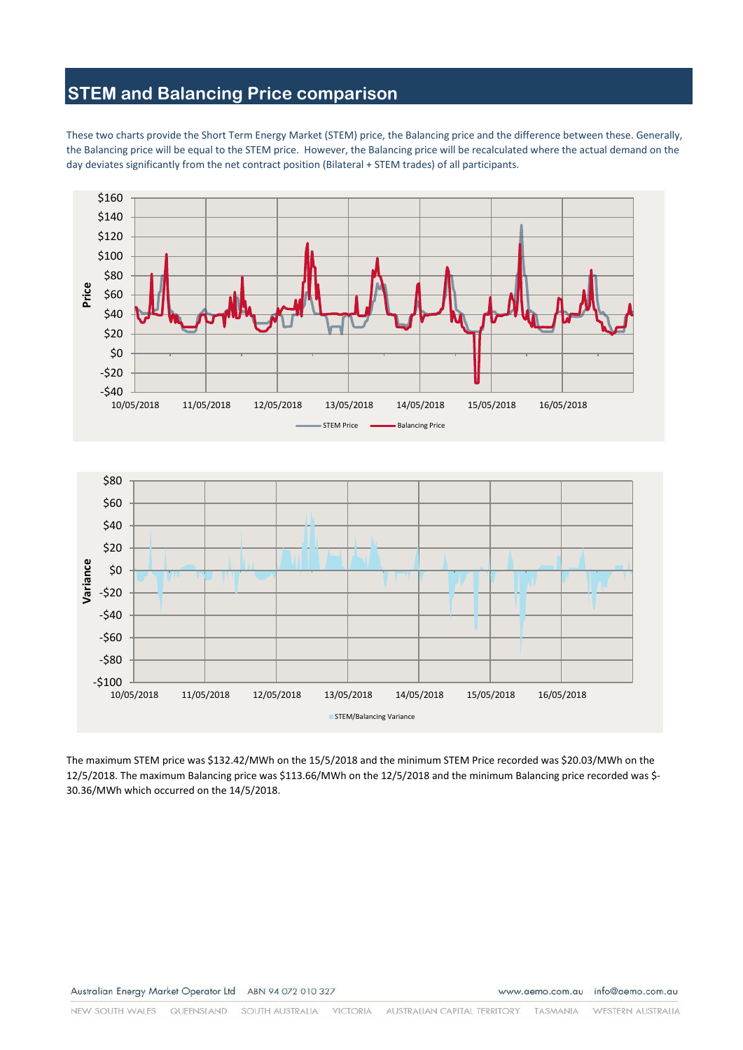## STEM and Balancing Price comparison

These two charts provide the Short Term Energy Market (STEM) price, the Balancing price and the difference between these. Generally, the Balancing price will be equal to the STEM price. However, the Balancing price will be recalculated where the actual demand on the day deviates significantly from the net contract position (Bilateral + STEM trades) of all participants.

$160
$140
$120
$100
$80
$60
$40
$20
$0
-$20
-$40

Price

10/05/2018 11/05/2018 12/05/2018 13/05/2018 14/05/2018 15/05/2018 16/05/2018

STEM Price
Balancing Price

$80
$60
$40
$20
$0
-$20
-$40
-$60
-$80
-$100

Variance

10/05/2018 11/05/2018 12/05/2018 13/05/2018 14/05/2018 15/05/2018 16/05/2018

STEM/Balancing Variance

The maximum STEM price was $132.42/MWh on the 15/5/2018 and the minimum STEM Price recorded was $20.03/MWh on the 12/5/2018. The maximum Balancing price was $113.66/MWh on the 12/5/2018 and the minimum Balancing price recorded was $-30.36/MWh which occurred on the 14/5/2018.